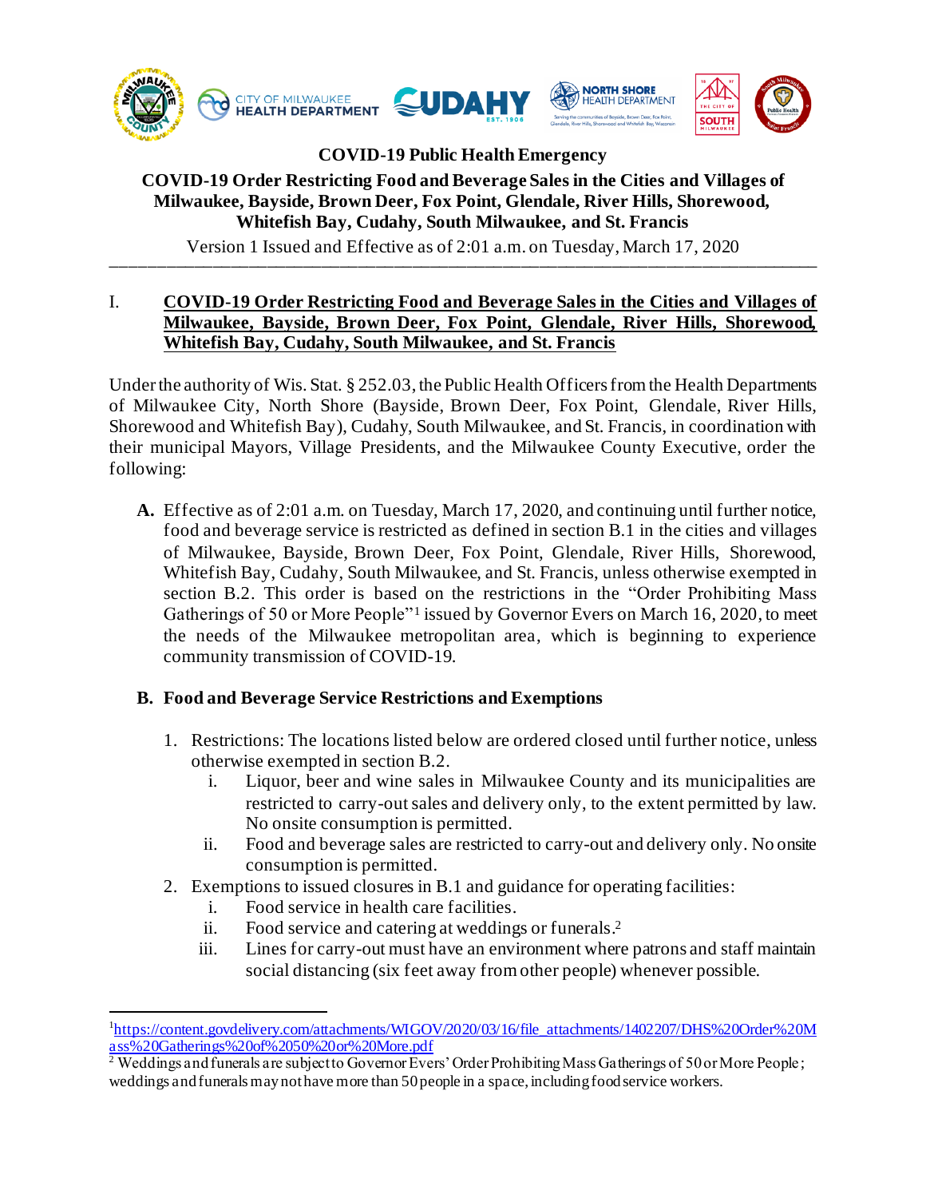# COVID-19 Public Health Emergency

## COVID-19 Order Restricting Food and Beverage Sales in the Cities and Villages of Milwaukee, Bayside, Brown Deer, Fox Point, Glendale, River Hills, Shorewood, Whitefish Bay, Cudahy, South Milwaukee, and St. Francis

Version 1 Issued and Effective as of 2:01 a.m. on Tuesday, March 17, 2020

---

## I. COVID-19 Order Restricting Food and Beverage Sales in the Cities and Villages of Milwaukee, Bayside, Brown Deer, Fox Point, Glendale, River Hills, Shorewood, Whitefish Bay, Cudahy, South Milwaukee, and St. Francis

Under the authority of Wis. Stat. § 252.03, the Public Health Officers from the Health Departments of Milwaukee City, North Shore (Bayside, Brown Deer, Fox Point, Glendale, River Hills, Shorewood and Whitefish Bay), Cudahy, South Milwaukee, and St. Francis, in coordination with their municipal Mayors, Village Presidents, and the Milwaukee County Executive, order the following:

**A.** Effective as of 2:01 a.m. on Tuesday, March 17, 2020, and continuing until further notice, food and beverage service is restricted as defined in section B.1 in the cities and villages of Milwaukee, Bayside, Brown Deer, Fox Point, Glendale, River Hills, Shorewood, Whitefish Bay, Cudahy, South Milwaukee, and St. Francis, unless otherwise exempted in section B.2. This order is based on the restrictions in the "Order Prohibiting Mass Gatherings of 50 or More People"[1] issued by Governor Evers on March 16, 2020, to meet the needs of the Milwaukee metropolitan area, which is beginning to experience community transmission of COVID-19.

### B. Food and Beverage Service Restrictions and Exemptions

1. Restrictions: The locations listed below are ordered closed until further notice, unless otherwise exempted in section B.2.
   - i. Liquor, beer and wine sales in Milwaukee County and its municipalities are restricted to carry-out sales and delivery only, to the extent permitted by law. No onsite consumption is permitted.
   - ii. Food and beverage sales are restricted to carry-out and delivery only. No onsite consumption is permitted.
2. Exemptions to issued closures in B.1 and guidance for operating facilities:
   - i. Food service in health care facilities.
   - ii. Food service and catering at weddings or funerals.[2]
   - iii. Lines for carry-out must have an environment where patrons and staff maintain social distancing (six feet away from other people) whenever possible.

---

[1] https://content.govdelivery.com/attachments/WIGOV/2020/03/16/file_attachments/1402207/DHS%20Order%20Mass%20Gatherings%20of%2050%20or%20More.pdf

[2] Weddings and funerals are subject to Governor Evers' Order Prohibiting Mass Gatherings of 50 or More People; weddings and funerals may not have more than 50 people in a space, including food service workers.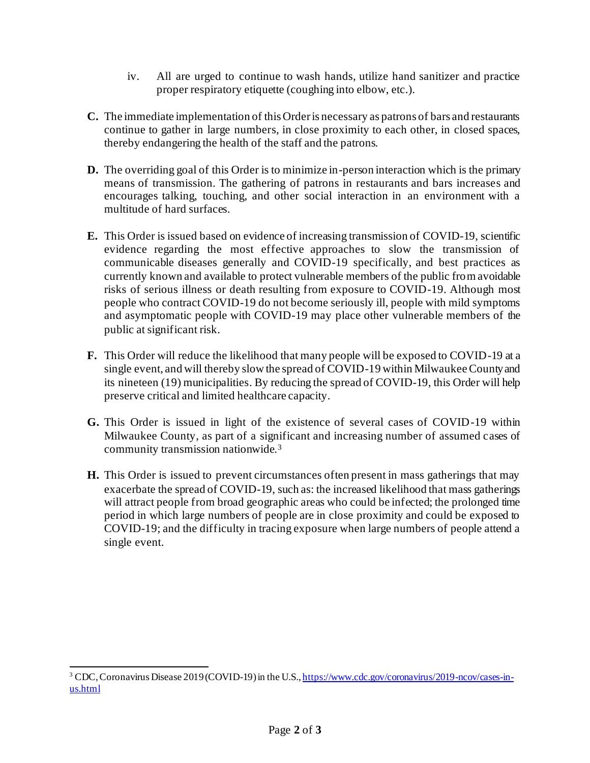iv. All are urged to continue to wash hands, utilize hand sanitizer and practice proper respiratory etiquette (coughing into elbow, etc.).

**C.** The immediate implementation of this Order is necessary as patrons of bars and restaurants continue to gather in large numbers, in close proximity to each other, in closed spaces, thereby endangering the health of the staff and the patrons.

**D.** The overriding goal of this Order is to minimize in-person interaction which is the primary means of transmission. The gathering of patrons in restaurants and bars increases and encourages talking, touching, and other social interaction in an environment with a multitude of hard surfaces.

**E.** This Order is issued based on evidence of increasing transmission of COVID-19, scientific evidence regarding the most effective approaches to slow the transmission of communicable diseases generally and COVID-19 specifically, and best practices as currently known and available to protect vulnerable members of the public from avoidable risks of serious illness or death resulting from exposure to COVID-19. Although most people who contract COVID-19 do not become seriously ill, people with mild symptoms and asymptomatic people with COVID-19 may place other vulnerable members of the public at significant risk.

**F.** This Order will reduce the likelihood that many people will be exposed to COVID-19 at a single event, and will thereby slow the spread of COVID-19 within Milwaukee County and its nineteen (19) municipalities. By reducing the spread of COVID-19, this Order will help preserve critical and limited healthcare capacity.

**G.** This Order is issued in light of the existence of several cases of COVID-19 within Milwaukee County, as part of a significant and increasing number of assumed cases of community transmission nationwide.[3]

**H.** This Order is issued to prevent circumstances often present in mass gatherings that may exacerbate the spread of COVID-19, such as: the increased likelihood that mass gatherings will attract people from broad geographic areas who could be infected; the prolonged time period in which large numbers of people are in close proximity and could be exposed to COVID-19; and the difficulty in tracing exposure when large numbers of people attend a single event.

---

[3] CDC, Coronavirus Disease 2019 (COVID-19) in the U.S., [https://www.cdc.gov/coronavirus/2019-ncov/cases-in-us.html](https://www.cdc.gov/coronavirus/2019-ncov/cases-in-us.html)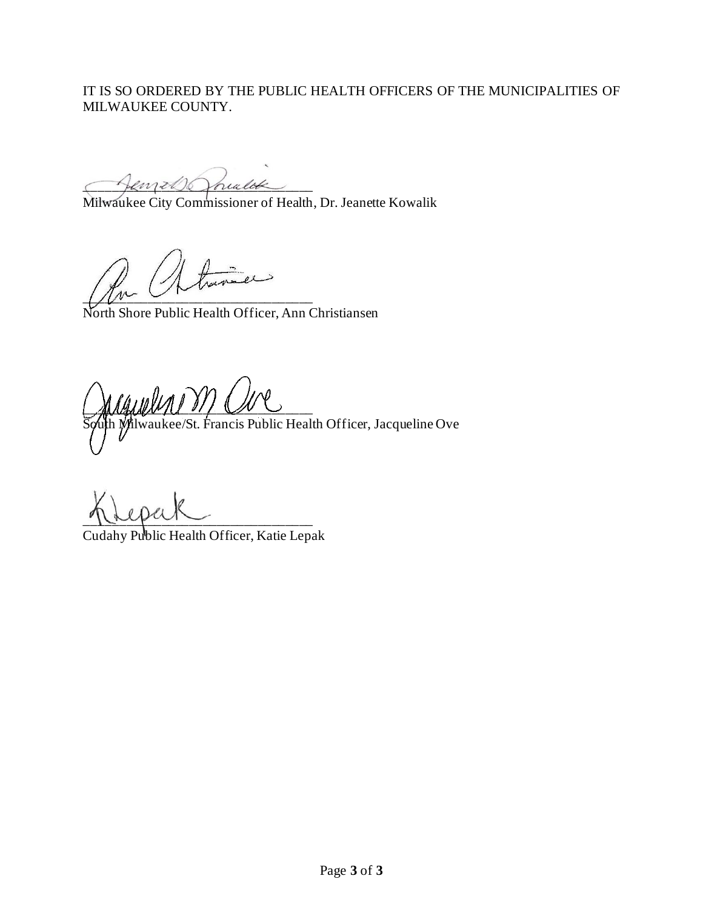IT IS SO ORDERED BY THE PUBLIC HEALTH OFFICERS OF THE MUNICIPALITIES OF MILWAUKEE COUNTY.

\_\_\_\_\_\_\_\_\_\_\_\_\_\_\_\_\_\_\_\_\_\_\_\_\_\_\_\_\_\_\_\_
Milwaukee City Commissioner of Health, Dr. Jeanette Kowalik

\_\_\_\_\_\_\_\_\_\_\_\_\_\_\_\_\_\_\_\_\_\_\_\_\_\_\_\_\_\_\_\_
North Shore Public Health Officer, Ann Christiansen

\_\_\_\_\_\_\_\_\_\_\_\_\_\_\_\_\_\_\_\_\_\_\_\_\_\_\_\_\_\_\_\_
South Milwaukee/St. Francis Public Health Officer, Jacqueline Ove

\_\_\_\_\_\_\_\_\_\_\_\_\_\_\_\_\_\_\_\_\_\_\_\_\_\_\_\_\_\_\_\_
Cudahy Public Health Officer, Katie Lepak